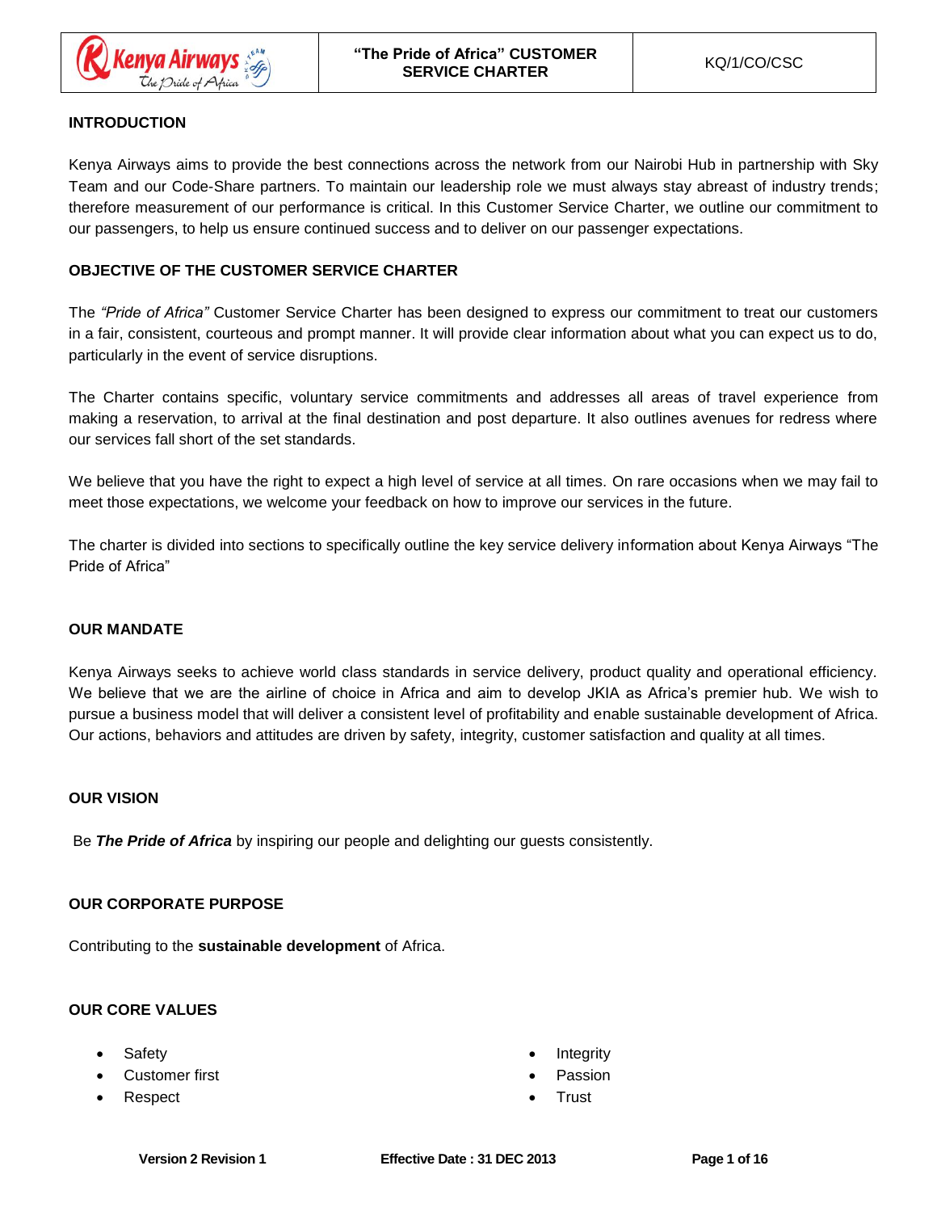## INTRODUCTION

Kenya Airways aims to provide the best connections across the network from our Nairobi Hub in partnership with Sky Team and our Code-Share partners. To maintain our leadership role we must always stay abreast of industry trends; therefore measurement of our performance is critical. In this Customer Service Charter, we outline our commitment to our passengers, to help us ensure continued success and to deliver on our passenger expectations.

## OBJECTIVE OF THE CUSTOMER SERVICE CHARTER

The *"Pride of Africa"* Customer Service Charter has been designed to express our commitment to treat our customers in a fair, consistent, courteous and prompt manner. It will provide clear information about what you can expect us to do, particularly in the event of service disruptions.

The Charter contains specific, voluntary service commitments and addresses all areas of travel experience from making a reservation, to arrival at the final destination and post departure. It also outlines avenues for redress where our services fall short of the set standards.

We believe that you have the right to expect a high level of service at all times. On rare occasions when we may fail to meet those expectations, we welcome your feedback on how to improve our services in the future.

The charter is divided into sections to specifically outline the key service delivery information about Kenya Airways "The Pride of Africa"

## OUR MANDATE

Kenya Airways seeks to achieve world class standards in service delivery, product quality and operational efficiency. We believe that we are the airline of choice in Africa and aim to develop JKIA as Africa's premier hub. We wish to pursue a business model that will deliver a consistent level of profitability and enable sustainable development of Africa. Our actions, behaviors and attitudes are driven by safety, integrity, customer satisfaction and quality at all times.

## OUR VISION

Be ***The Pride of Africa*** by inspiring our people and delighting our guests consistently.

## OUR CORPORATE PURPOSE

Contributing to the **sustainable development** of Africa.

## OUR CORE VALUES

- Safety
- Customer first
- Respect
- Integrity
- Passion
- Trust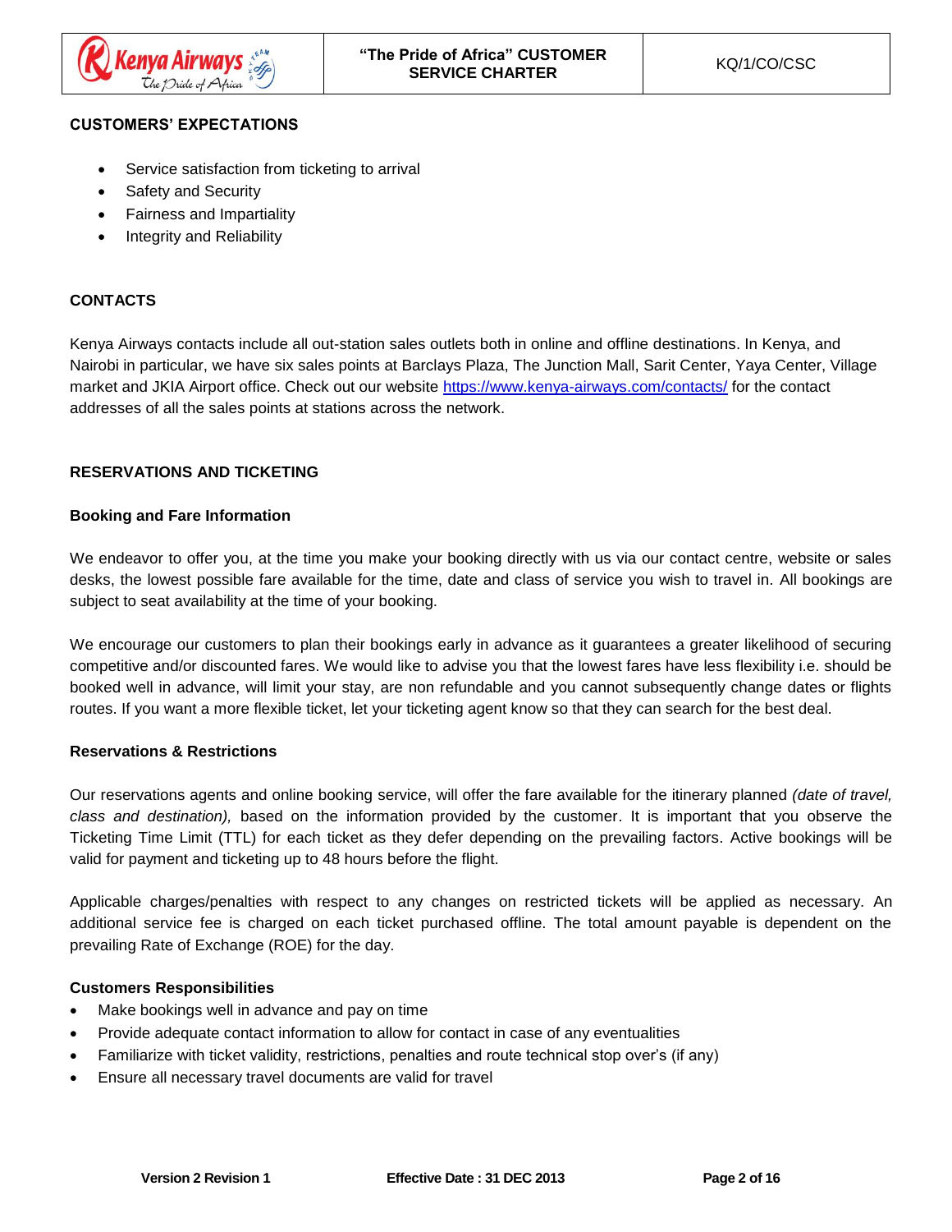## CUSTOMERS' EXPECTATIONS

- Service satisfaction from ticketing to arrival
- Safety and Security
- Fairness and Impartiality
- Integrity and Reliability

## CONTACTS

Kenya Airways contacts include all out-station sales outlets both in online and offline destinations. In Kenya, and Nairobi in particular, we have six sales points at Barclays Plaza, The Junction Mall, Sarit Center, Yaya Center, Village market and JKIA Airport office. Check out our website [https://www.kenya-airways.com/contacts/](https://www.kenya-airways.com/contacts/) for the contact addresses of all the sales points at stations across the network.

## RESERVATIONS AND TICKETING

### Booking and Fare Information

We endeavor to offer you, at the time you make your booking directly with us via our contact centre, website or sales desks, the lowest possible fare available for the time, date and class of service you wish to travel in. All bookings are subject to seat availability at the time of your booking.

We encourage our customers to plan their bookings early in advance as it guarantees a greater likelihood of securing competitive and/or discounted fares. We would like to advise you that the lowest fares have less flexibility i.e. should be booked well in advance, will limit your stay, are non refundable and you cannot subsequently change dates or flights routes. If you want a more flexible ticket, let your ticketing agent know so that they can search for the best deal.

### Reservations & Restrictions

Our reservations agents and online booking service, will offer the fare available for the itinerary planned *(date of travel, class and destination),* based on the information provided by the customer. It is important that you observe the Ticketing Time Limit (TTL) for each ticket as they defer depending on the prevailing factors. Active bookings will be valid for payment and ticketing up to 48 hours before the flight.

Applicable charges/penalties with respect to any changes on restricted tickets will be applied as necessary. An additional service fee is charged on each ticket purchased offline. The total amount payable is dependent on the prevailing Rate of Exchange (ROE) for the day.

### Customers Responsibilities

- Make bookings well in advance and pay on time
- Provide adequate contact information to allow for contact in case of any eventualities
- Familiarize with ticket validity, restrictions, penalties and route technical stop over's (if any)
- Ensure all necessary travel documents are valid for travel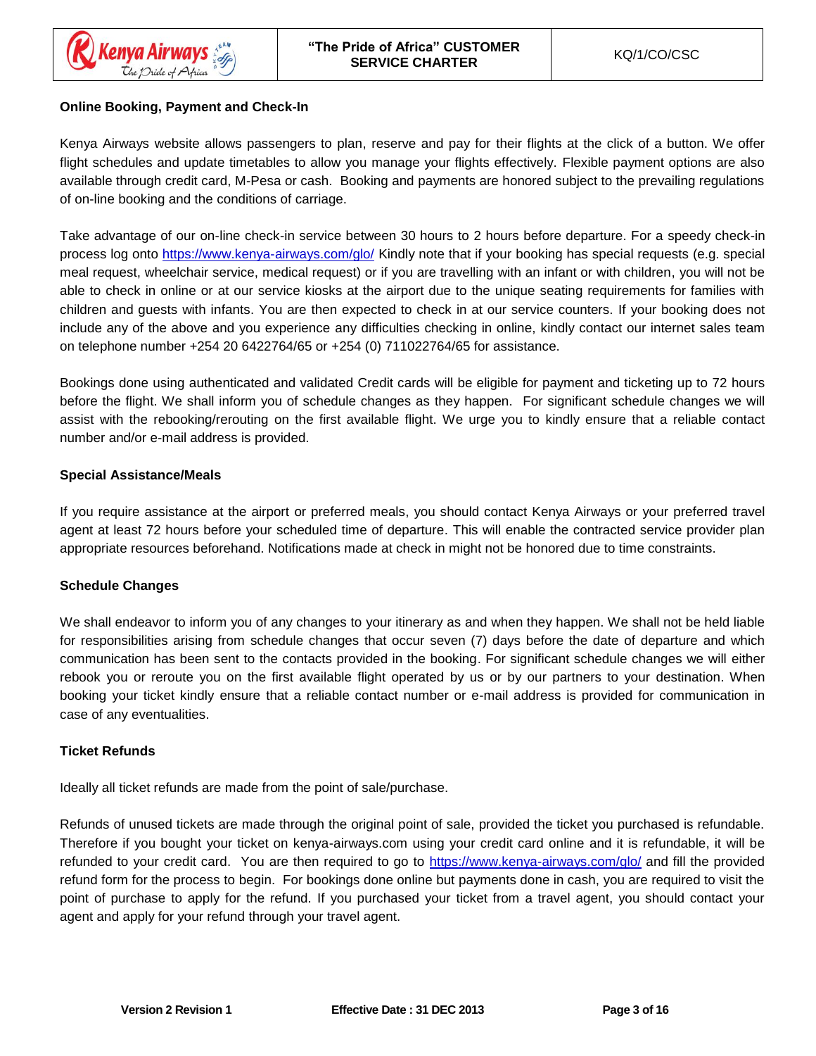**Online Booking, Payment and Check-In**

Kenya Airways website allows passengers to plan, reserve and pay for their flights at the click of a button. We offer flight schedules and update timetables to allow you manage your flights effectively. Flexible payment options are also available through credit card, M-Pesa or cash. Booking and payments are honored subject to the prevailing regulations of on-line booking and the conditions of carriage.

Take advantage of our on-line check-in service between 30 hours to 2 hours before departure. For a speedy check-in process log onto https://www.kenya-airways.com/glo/ Kindly note that if your booking has special requests (e.g. special meal request, wheelchair service, medical request) or if you are travelling with an infant or with children, you will not be able to check in online or at our service kiosks at the airport due to the unique seating requirements for families with children and guests with infants. You are then expected to check in at our service counters. If your booking does not include any of the above and you experience any difficulties checking in online, kindly contact our internet sales team on telephone number +254 20 6422764/65 or +254 (0) 711022764/65 for assistance.

Bookings done using authenticated and validated Credit cards will be eligible for payment and ticketing up to 72 hours before the flight. We shall inform you of schedule changes as they happen. For significant schedule changes we will assist with the rebooking/rerouting on the first available flight. We urge you to kindly ensure that a reliable contact number and/or e-mail address is provided.

**Special Assistance/Meals**

If you require assistance at the airport or preferred meals, you should contact Kenya Airways or your preferred travel agent at least 72 hours before your scheduled time of departure. This will enable the contracted service provider plan appropriate resources beforehand. Notifications made at check in might not be honored due to time constraints.

**Schedule Changes**

We shall endeavor to inform you of any changes to your itinerary as and when they happen. We shall not be held liable for responsibilities arising from schedule changes that occur seven (7) days before the date of departure and which communication has been sent to the contacts provided in the booking. For significant schedule changes we will either rebook you or reroute you on the first available flight operated by us or by our partners to your destination. When booking your ticket kindly ensure that a reliable contact number or e-mail address is provided for communication in case of any eventualities.

**Ticket Refunds**

Ideally all ticket refunds are made from the point of sale/purchase.

Refunds of unused tickets are made through the original point of sale, provided the ticket you purchased is refundable. Therefore if you bought your ticket on kenya-airways.com using your credit card online and it is refundable, it will be refunded to your credit card. You are then required to go to https://www.kenya-airways.com/glo/ and fill the provided refund form for the process to begin. For bookings done online but payments done in cash, you are required to visit the point of purchase to apply for the refund. If you purchased your ticket from a travel agent, you should contact your agent and apply for your refund through your travel agent.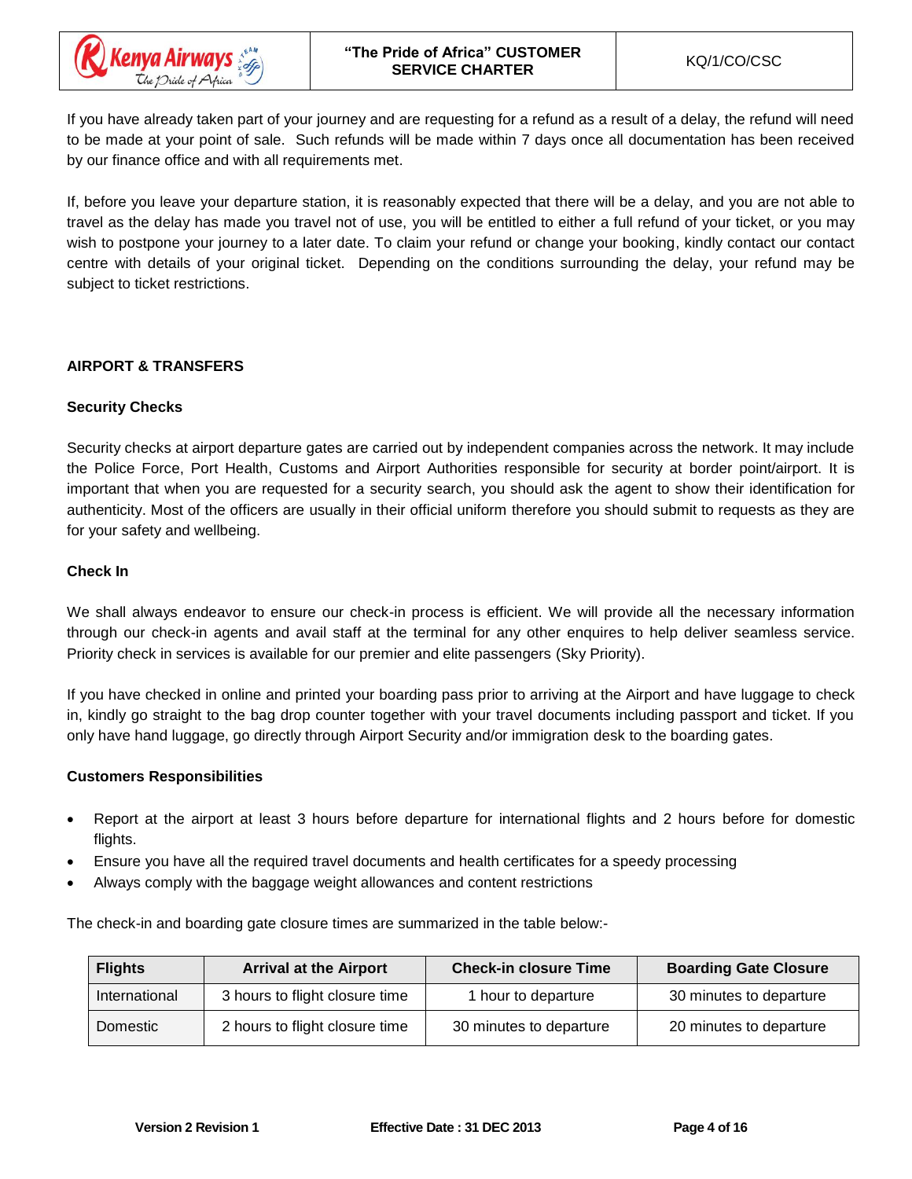If you have already taken part of your journey and are requesting for a refund as a result of a delay, the refund will need to be made at your point of sale. Such refunds will be made within 7 days once all documentation has been received by our finance office and with all requirements met.

If, before you leave your departure station, it is reasonably expected that there will be a delay, and you are not able to travel as the delay has made you travel not of use, you will be entitled to either a full refund of your ticket, or you may wish to postpone your journey to a later date. To claim your refund or change your booking, kindly contact our contact centre with details of your original ticket. Depending on the conditions surrounding the delay, your refund may be subject to ticket restrictions.

## AIRPORT & TRANSFERS

### Security Checks

Security checks at airport departure gates are carried out by independent companies across the network. It may include the Police Force, Port Health, Customs and Airport Authorities responsible for security at border point/airport. It is important that when you are requested for a security search, you should ask the agent to show their identification for authenticity. Most of the officers are usually in their official uniform therefore you should submit to requests as they are for your safety and wellbeing.

### Check In

We shall always endeavor to ensure our check-in process is efficient. We will provide all the necessary information through our check-in agents and avail staff at the terminal for any other enquires to help deliver seamless service. Priority check in services is available for our premier and elite passengers (Sky Priority).

If you have checked in online and printed your boarding pass prior to arriving at the Airport and have luggage to check in, kindly go straight to the bag drop counter together with your travel documents including passport and ticket. If you only have hand luggage, go directly through Airport Security and/or immigration desk to the boarding gates.

### Customers Responsibilities

- Report at the airport at least 3 hours before departure for international flights and 2 hours before for domestic flights.
- Ensure you have all the required travel documents and health certificates for a speedy processing
- Always comply with the baggage weight allowances and content restrictions

The check-in and boarding gate closure times are summarized in the table below:-

| Flights | Arrival at the Airport | Check-in closure Time | Boarding Gate Closure |
| --- | --- | --- | --- |
| International | 3 hours to flight closure time | 1 hour to departure | 30 minutes to departure |
| Domestic | 2 hours to flight closure time | 30 minutes to departure | 20 minutes to departure |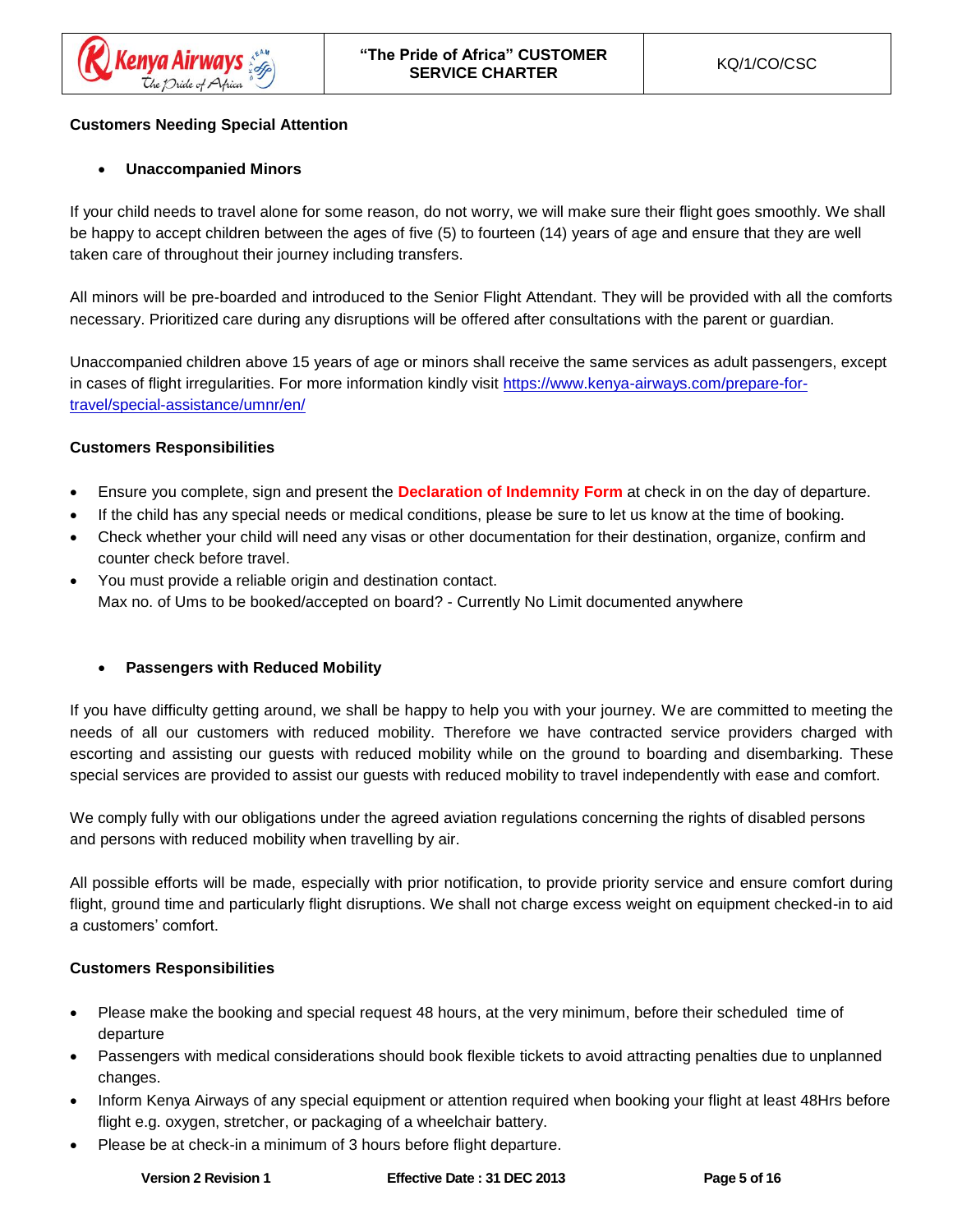**Customers Needing Special Attention**

- **Unaccompanied Minors**

If your child needs to travel alone for some reason, do not worry, we will make sure their flight goes smoothly. We shall be happy to accept children between the ages of five (5) to fourteen (14) years of age and ensure that they are well taken care of throughout their journey including transfers.

All minors will be pre-boarded and introduced to the Senior Flight Attendant. They will be provided with all the comforts necessary. Prioritized care during any disruptions will be offered after consultations with the parent or guardian.

Unaccompanied children above 15 years of age or minors shall receive the same services as adult passengers, except in cases of flight irregularities. For more information kindly visit [https://www.kenya-airways.com/prepare-for-travel/special-assistance/umnr/en/](https://www.kenya-airways.com/prepare-for-travel/special-assistance/umnr/en/)

**Customers Responsibilities**

- Ensure you complete, sign and present the **Declaration of Indemnity Form** at check in on the day of departure.
- If the child has any special needs or medical conditions, please be sure to let us know at the time of booking.
- Check whether your child will need any visas or other documentation for their destination, organize, confirm and counter check before travel.
- You must provide a reliable origin and destination contact.
  Max no. of Ums to be booked/accepted on board? - Currently No Limit documented anywhere

- **Passengers with Reduced Mobility**

If you have difficulty getting around, we shall be happy to help you with your journey. We are committed to meeting the needs of all our customers with reduced mobility. Therefore we have contracted service providers charged with escorting and assisting our guests with reduced mobility while on the ground to boarding and disembarking. These special services are provided to assist our guests with reduced mobility to travel independently with ease and comfort.

We comply fully with our obligations under the agreed aviation regulations concerning the rights of disabled persons and persons with reduced mobility when travelling by air.

All possible efforts will be made, especially with prior notification, to provide priority service and ensure comfort during flight, ground time and particularly flight disruptions. We shall not charge excess weight on equipment checked-in to aid a customers' comfort.

**Customers Responsibilities**

- Please make the booking and special request 48 hours, at the very minimum, before their scheduled time of departure
- Passengers with medical considerations should book flexible tickets to avoid attracting penalties due to unplanned changes.
- Inform Kenya Airways of any special equipment or attention required when booking your flight at least 48Hrs before flight e.g. oxygen, stretcher, or packaging of a wheelchair battery.
- Please be at check-in a minimum of 3 hours before flight departure.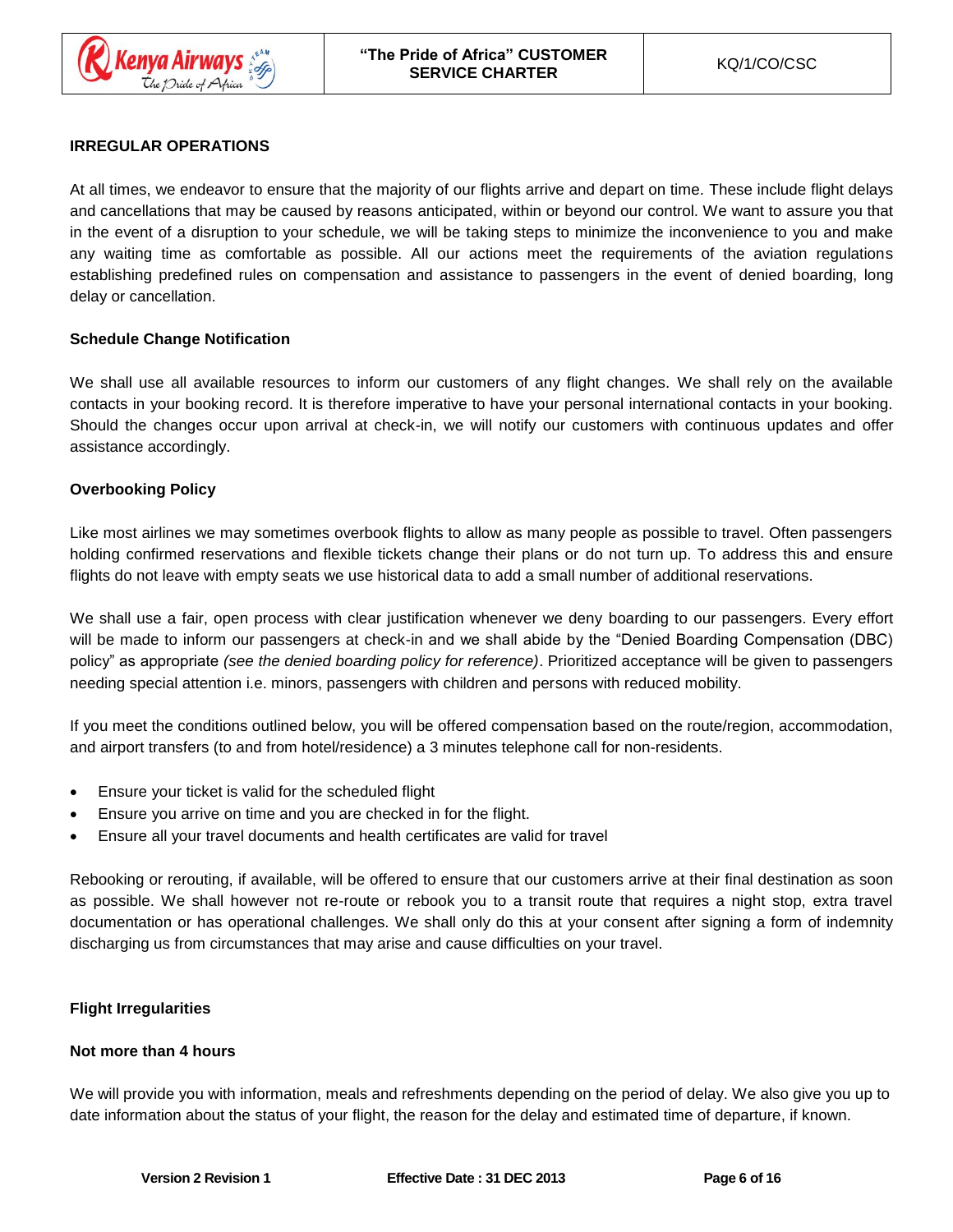**IRREGULAR OPERATIONS**

At all times, we endeavor to ensure that the majority of our flights arrive and depart on time. These include flight delays and cancellations that may be caused by reasons anticipated, within or beyond our control. We want to assure you that in the event of a disruption to your schedule, we will be taking steps to minimize the inconvenience to you and make any waiting time as comfortable as possible. All our actions meet the requirements of the aviation regulations establishing predefined rules on compensation and assistance to passengers in the event of denied boarding, long delay or cancellation.

**Schedule Change Notification**

We shall use all available resources to inform our customers of any flight changes. We shall rely on the available contacts in your booking record. It is therefore imperative to have your personal international contacts in your booking. Should the changes occur upon arrival at check-in, we will notify our customers with continuous updates and offer assistance accordingly.

**Overbooking Policy**

Like most airlines we may sometimes overbook flights to allow as many people as possible to travel. Often passengers holding confirmed reservations and flexible tickets change their plans or do not turn up. To address this and ensure flights do not leave with empty seats we use historical data to add a small number of additional reservations.

We shall use a fair, open process with clear justification whenever we deny boarding to our passengers. Every effort will be made to inform our passengers at check-in and we shall abide by the "Denied Boarding Compensation (DBC) policy" as appropriate *(see the denied boarding policy for reference)*. Prioritized acceptance will be given to passengers needing special attention i.e. minors, passengers with children and persons with reduced mobility.

If you meet the conditions outlined below, you will be offered compensation based on the route/region, accommodation, and airport transfers (to and from hotel/residence) a 3 minutes telephone call for non-residents.

- Ensure your ticket is valid for the scheduled flight
- Ensure you arrive on time and you are checked in for the flight.
- Ensure all your travel documents and health certificates are valid for travel

Rebooking or rerouting, if available, will be offered to ensure that our customers arrive at their final destination as soon as possible. We shall however not re-route or rebook you to a transit route that requires a night stop, extra travel documentation or has operational challenges. We shall only do this at your consent after signing a form of indemnity discharging us from circumstances that may arise and cause difficulties on your travel.

**Flight Irregularities**

**Not more than 4 hours**

We will provide you with information, meals and refreshments depending on the period of delay. We also give you up to date information about the status of your flight, the reason for the delay and estimated time of departure, if known.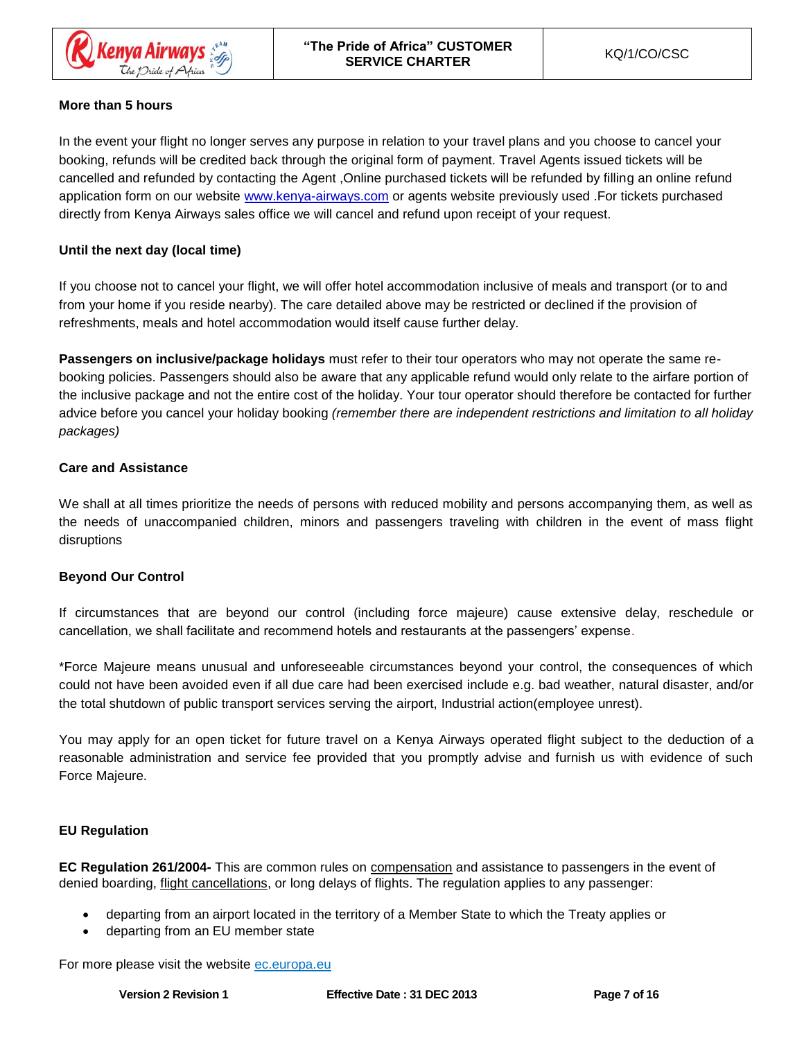**More than 5 hours**

In the event your flight no longer serves any purpose in relation to your travel plans and you choose to cancel your booking, refunds will be credited back through the original form of payment. Travel Agents issued tickets will be cancelled and refunded by contacting the Agent ,Online purchased tickets will be refunded by filling an online refund application form on our website www.kenya-airways.com or agents website previously used .For tickets purchased directly from Kenya Airways sales office we will cancel and refund upon receipt of your request.

**Until the next day (local time)**

If you choose not to cancel your flight, we will offer hotel accommodation inclusive of meals and transport (or to and from your home if you reside nearby). The care detailed above may be restricted or declined if the provision of refreshments, meals and hotel accommodation would itself cause further delay.

**Passengers on inclusive/package holidays** must refer to their tour operators who may not operate the same re-booking policies. Passengers should also be aware that any applicable refund would only relate to the airfare portion of the inclusive package and not the entire cost of the holiday. Your tour operator should therefore be contacted for further advice before you cancel your holiday booking *(remember there are independent restrictions and limitation to all holiday packages)*

**Care and Assistance**

We shall at all times prioritize the needs of persons with reduced mobility and persons accompanying them, as well as the needs of unaccompanied children, minors and passengers traveling with children in the event of mass flight disruptions

**Beyond Our Control**

If circumstances that are beyond our control (including force majeure) cause extensive delay, reschedule or cancellation, we shall facilitate and recommend hotels and restaurants at the passengers' expense.

*Force Majeure means unusual and unforeseeable circumstances beyond your control, the consequences of which could not have been avoided even if all due care had been exercised include e.g. bad weather, natural disaster, and/or the total shutdown of public transport services serving the airport, Industrial action(employee unrest).

You may apply for an open ticket for future travel on a Kenya Airways operated flight subject to the deduction of a reasonable administration and service fee provided that you promptly advise and furnish us with evidence of such Force Majeure.

**EU Regulation**

**EC Regulation 261/2004-** This are common rules on compensation and assistance to passengers in the event of denied boarding, flight cancellations, or long delays of flights. The regulation applies to any passenger:

- departing from an airport located in the territory of a Member State to which the Treaty applies or
- departing from an EU member state

For more please visit the website ec.europa.eu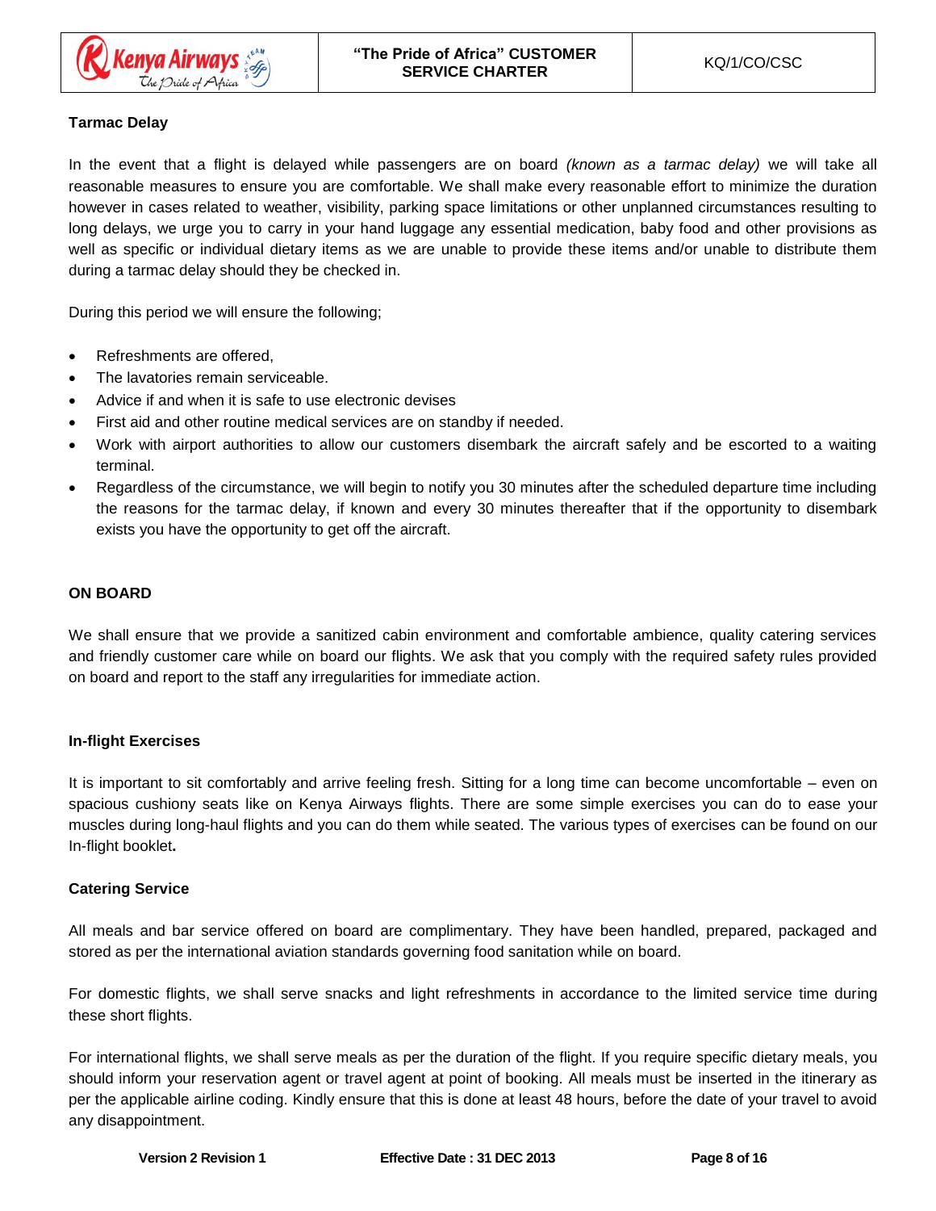**Tarmac Delay**

In the event that a flight is delayed while passengers are on board *(known as a tarmac delay)* we will take all reasonable measures to ensure you are comfortable. We shall make every reasonable effort to minimize the duration however in cases related to weather, visibility, parking space limitations or other unplanned circumstances resulting to long delays, we urge you to carry in your hand luggage any essential medication, baby food and other provisions as well as specific or individual dietary items as we are unable to provide these items and/or unable to distribute them during a tarmac delay should they be checked in.

During this period we will ensure the following;

- Refreshments are offered,
- The lavatories remain serviceable.
- Advice if and when it is safe to use electronic devises
- First aid and other routine medical services are on standby if needed.
- Work with airport authorities to allow our customers disembark the aircraft safely and be escorted to a waiting terminal.
- Regardless of the circumstance, we will begin to notify you 30 minutes after the scheduled departure time including the reasons for the tarmac delay, if known and every 30 minutes thereafter that if the opportunity to disembark exists you have the opportunity to get off the aircraft.

**ON BOARD**

We shall ensure that we provide a sanitized cabin environment and comfortable ambience, quality catering services and friendly customer care while on board our flights. We ask that you comply with the required safety rules provided on board and report to the staff any irregularities for immediate action.

**In-flight Exercises**

It is important to sit comfortably and arrive feeling fresh. Sitting for a long time can become uncomfortable – even on spacious cushiony seats like on Kenya Airways flights. There are some simple exercises you can do to ease your muscles during long-haul flights and you can do them while seated. The various types of exercises can be found on our In-flight booklet**.**

**Catering Service**

All meals and bar service offered on board are complimentary. They have been handled, prepared, packaged and stored as per the international aviation standards governing food sanitation while on board.

For domestic flights, we shall serve snacks and light refreshments in accordance to the limited service time during these short flights.

For international flights, we shall serve meals as per the duration of the flight. If you require specific dietary meals, you should inform your reservation agent or travel agent at point of booking. All meals must be inserted in the itinerary as per the applicable airline coding. Kindly ensure that this is done at least 48 hours, before the date of your travel to avoid any disappointment.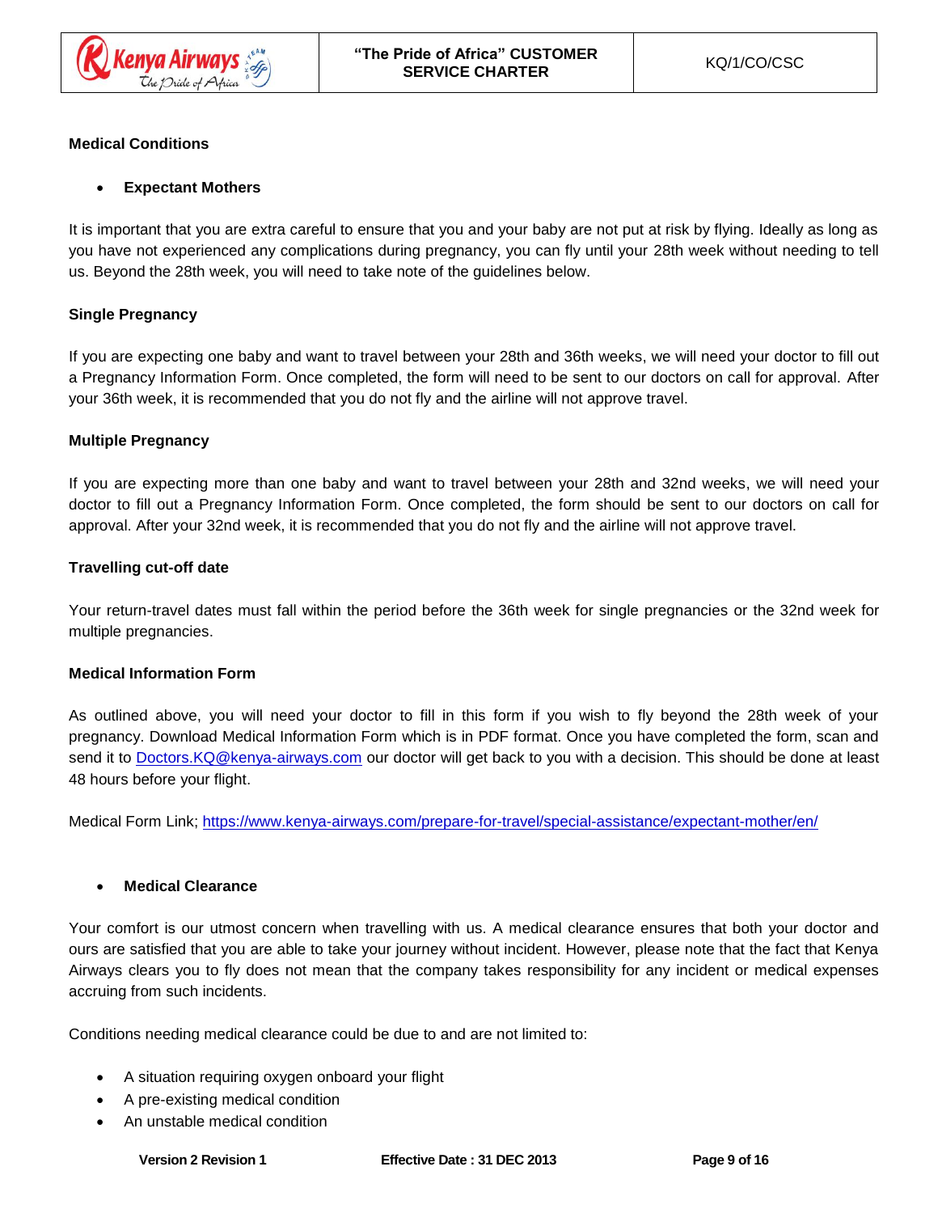**Medical Conditions**

- **Expectant Mothers**

It is important that you are extra careful to ensure that you and your baby are not put at risk by flying. Ideally as long as you have not experienced any complications during pregnancy, you can fly until your 28th week without needing to tell us. Beyond the 28th week, you will need to take note of the guidelines below.

**Single Pregnancy**

If you are expecting one baby and want to travel between your 28th and 36th weeks, we will need your doctor to fill out a Pregnancy Information Form. Once completed, the form will need to be sent to our doctors on call for approval. After your 36th week, it is recommended that you do not fly and the airline will not approve travel.

**Multiple Pregnancy**

If you are expecting more than one baby and want to travel between your 28th and 32nd weeks, we will need your doctor to fill out a Pregnancy Information Form. Once completed, the form should be sent to our doctors on call for approval. After your 32nd week, it is recommended that you do not fly and the airline will not approve travel.

**Travelling cut-off date**

Your return-travel dates must fall within the period before the 36th week for single pregnancies or the 32nd week for multiple pregnancies.

**Medical Information Form**

As outlined above, you will need your doctor to fill in this form if you wish to fly beyond the 28th week of your pregnancy. Download Medical Information Form which is in PDF format. Once you have completed the form, scan and send it to Doctors.KQ@kenya-airways.com our doctor will get back to you with a decision. This should be done at least 48 hours before your flight.

Medical Form Link; https://www.kenya-airways.com/prepare-for-travel/special-assistance/expectant-mother/en/

- **Medical Clearance**

Your comfort is our utmost concern when travelling with us. A medical clearance ensures that both your doctor and ours are satisfied that you are able to take your journey without incident. However, please note that the fact that Kenya Airways clears you to fly does not mean that the company takes responsibility for any incident or medical expenses accruing from such incidents.

Conditions needing medical clearance could be due to and are not limited to:

- A situation requiring oxygen onboard your flight
- A pre-existing medical condition
- An unstable medical condition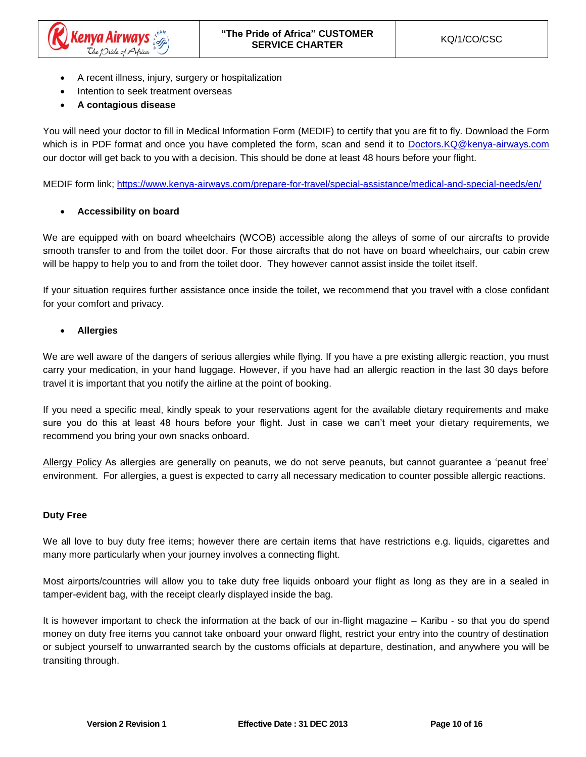- A recent illness, injury, surgery or hospitalization
- Intention to seek treatment overseas
- **A contagious disease**

You will need your doctor to fill in Medical Information Form (MEDIF) to certify that you are fit to fly. Download the Form which is in PDF format and once you have completed the form, scan and send it to [Doctors.KQ@kenya-airways.com](mailto:Doctors.KQ@kenya-airways.com) our doctor will get back to you with a decision. This should be done at least 48 hours before your flight.

MEDIF form link; [https://www.kenya-airways.com/prepare-for-travel/special-assistance/medical-and-special-needs/en/](https://www.kenya-airways.com/prepare-for-travel/special-assistance/medical-and-special-needs/en/)

- **Accessibility on board**

We are equipped with on board wheelchairs (WCOB) accessible along the alleys of some of our aircrafts to provide smooth transfer to and from the toilet door. For those aircrafts that do not have on board wheelchairs, our cabin crew will be happy to help you to and from the toilet door. They however cannot assist inside the toilet itself.

If your situation requires further assistance once inside the toilet, we recommend that you travel with a close confidant for your comfort and privacy.

- **Allergies**

We are well aware of the dangers of serious allergies while flying. If you have a pre existing allergic reaction, you must carry your medication, in your hand luggage. However, if you have had an allergic reaction in the last 30 days before travel it is important that you notify the airline at the point of booking.

If you need a specific meal, kindly speak to your reservations agent for the available dietary requirements and make sure you do this at least 48 hours before your flight. Just in case we can't meet your dietary requirements, we recommend you bring your own snacks onboard.

Allergy Policy As allergies are generally on peanuts, we do not serve peanuts, but cannot guarantee a 'peanut free' environment. For allergies, a guest is expected to carry all necessary medication to counter possible allergic reactions.

**Duty Free**

We all love to buy duty free items; however there are certain items that have restrictions e.g. liquids, cigarettes and many more particularly when your journey involves a connecting flight.

Most airports/countries will allow you to take duty free liquids onboard your flight as long as they are in a sealed in tamper-evident bag, with the receipt clearly displayed inside the bag.

It is however important to check the information at the back of our in-flight magazine – Karibu - so that you do spend money on duty free items you cannot take onboard your onward flight, restrict your entry into the country of destination or subject yourself to unwarranted search by the customs officials at departure, destination, and anywhere you will be transiting through.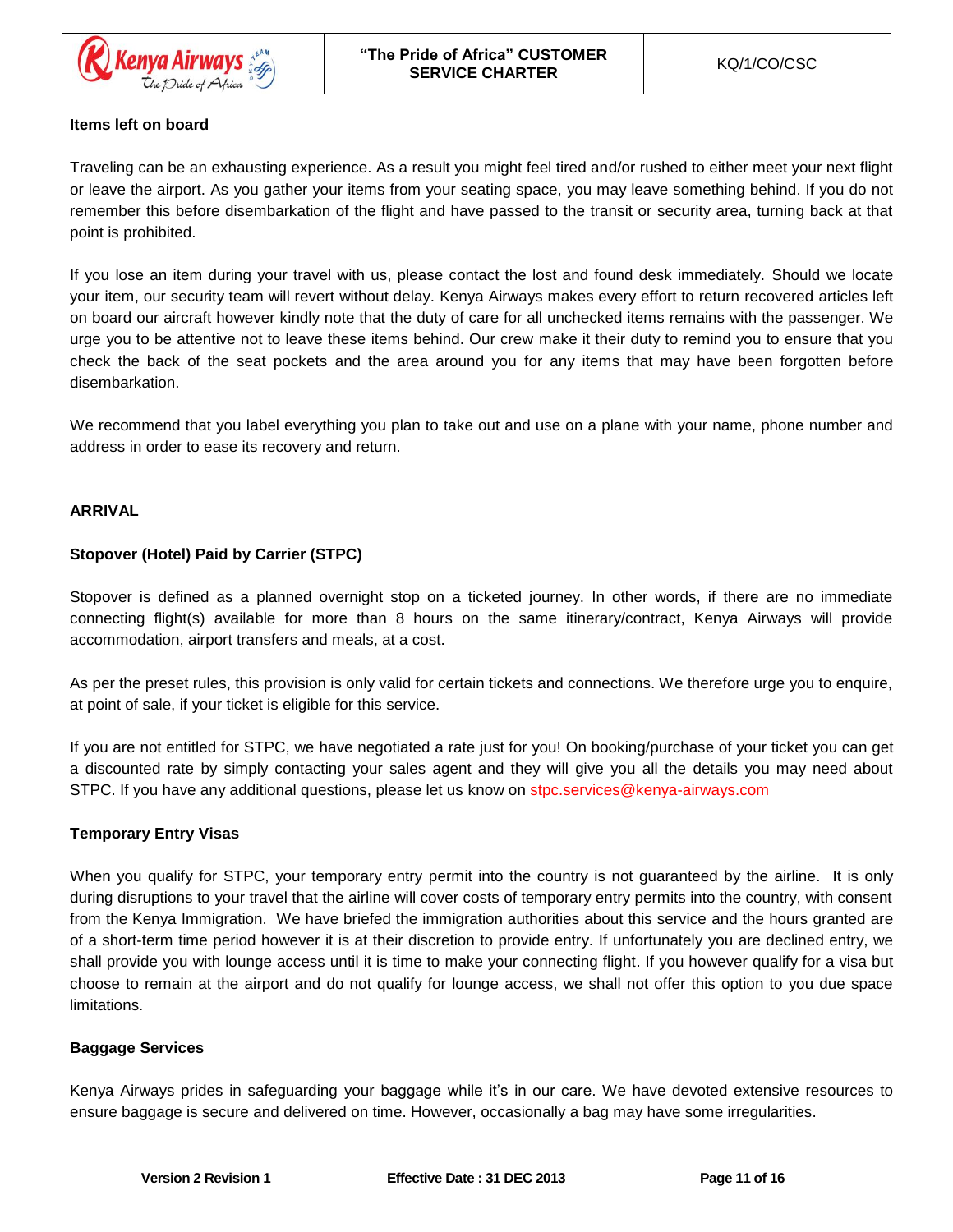**Items left on board**

Traveling can be an exhausting experience. As a result you might feel tired and/or rushed to either meet your next flight or leave the airport. As you gather your items from your seating space, you may leave something behind. If you do not remember this before disembarkation of the flight and have passed to the transit or security area, turning back at that point is prohibited.

If you lose an item during your travel with us, please contact the lost and found desk immediately. Should we locate your item, our security team will revert without delay. Kenya Airways makes every effort to return recovered articles left on board our aircraft however kindly note that the duty of care for all unchecked items remains with the passenger. We urge you to be attentive not to leave these items behind. Our crew make it their duty to remind you to ensure that you check the back of the seat pockets and the area around you for any items that may have been forgotten before disembarkation.

We recommend that you label everything you plan to take out and use on a plane with your name, phone number and address in order to ease its recovery and return.

## ARRIVAL

**Stopover (Hotel) Paid by Carrier (STPC)**

Stopover is defined as a planned overnight stop on a ticketed journey. In other words, if there are no immediate connecting flight(s) available for more than 8 hours on the same itinerary/contract, Kenya Airways will provide accommodation, airport transfers and meals, at a cost.

As per the preset rules, this provision is only valid for certain tickets and connections. We therefore urge you to enquire, at point of sale, if your ticket is eligible for this service.

If you are not entitled for STPC, we have negotiated a rate just for you! On booking/purchase of your ticket you can get a discounted rate by simply contacting your sales agent and they will give you all the details you may need about STPC. If you have any additional questions, please let us know on stpc.services@kenya-airways.com

**Temporary Entry Visas**

When you qualify for STPC, your temporary entry permit into the country is not guaranteed by the airline. It is only during disruptions to your travel that the airline will cover costs of temporary entry permits into the country, with consent from the Kenya Immigration. We have briefed the immigration authorities about this service and the hours granted are of a short-term time period however it is at their discretion to provide entry. If unfortunately you are declined entry, we shall provide you with lounge access until it is time to make your connecting flight. If you however qualify for a visa but choose to remain at the airport and do not qualify for lounge access, we shall not offer this option to you due space limitations.

**Baggage Services**

Kenya Airways prides in safeguarding your baggage while it's in our care. We have devoted extensive resources to ensure baggage is secure and delivered on time. However, occasionally a bag may have some irregularities.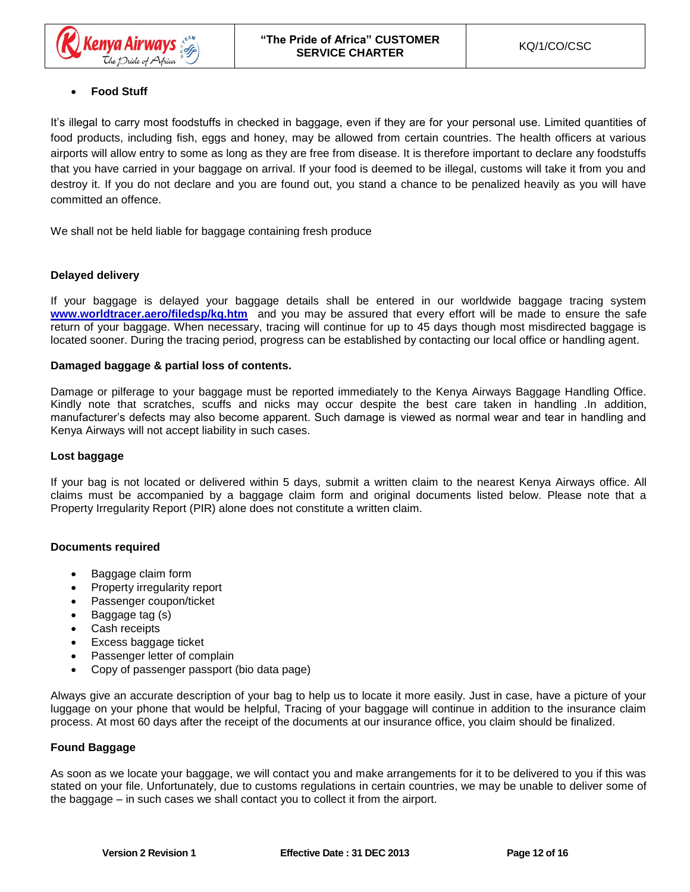- **Food Stuff**

It's illegal to carry most foodstuffs in checked in baggage, even if they are for your personal use. Limited quantities of food products, including fish, eggs and honey, may be allowed from certain countries. The health officers at various airports will allow entry to some as long as they are free from disease. It is therefore important to declare any foodstuffs that you have carried in your baggage on arrival. If your food is deemed to be illegal, customs will take it from you and destroy it. If you do not declare and you are found out, you stand a chance to be penalized heavily as you will have committed an offence.

We shall not be held liable for baggage containing fresh produce

**Delayed delivery**

If your baggage is delayed your baggage details shall be entered in our worldwide baggage tracing system **www.worldtracer.aero/filedsp/kq.htm** and you may be assured that every effort will be made to ensure the safe return of your baggage. When necessary, tracing will continue for up to 45 days though most misdirected baggage is located sooner. During the tracing period, progress can be established by contacting our local office or handling agent.

**Damaged baggage & partial loss of contents.**

Damage or pilferage to your baggage must be reported immediately to the Kenya Airways Baggage Handling Office. Kindly note that scratches, scuffs and nicks may occur despite the best care taken in handling .In addition, manufacturer's defects may also become apparent. Such damage is viewed as normal wear and tear in handling and Kenya Airways will not accept liability in such cases.

**Lost baggage**

If your bag is not located or delivered within 5 days, submit a written claim to the nearest Kenya Airways office. All claims must be accompanied by a baggage claim form and original documents listed below. Please note that a Property Irregularity Report (PIR) alone does not constitute a written claim.

**Documents required**

- Baggage claim form
- Property irregularity report
- Passenger coupon/ticket
- Baggage tag (s)
- Cash receipts
- Excess baggage ticket
- Passenger letter of complain
- Copy of passenger passport (bio data page)

Always give an accurate description of your bag to help us to locate it more easily. Just in case, have a picture of your luggage on your phone that would be helpful, Tracing of your baggage will continue in addition to the insurance claim process. At most 60 days after the receipt of the documents at our insurance office, you claim should be finalized.

**Found Baggage**

As soon as we locate your baggage, we will contact you and make arrangements for it to be delivered to you if this was stated on your file. Unfortunately, due to customs regulations in certain countries, we may be unable to deliver some of the baggage – in such cases we shall contact you to collect it from the airport.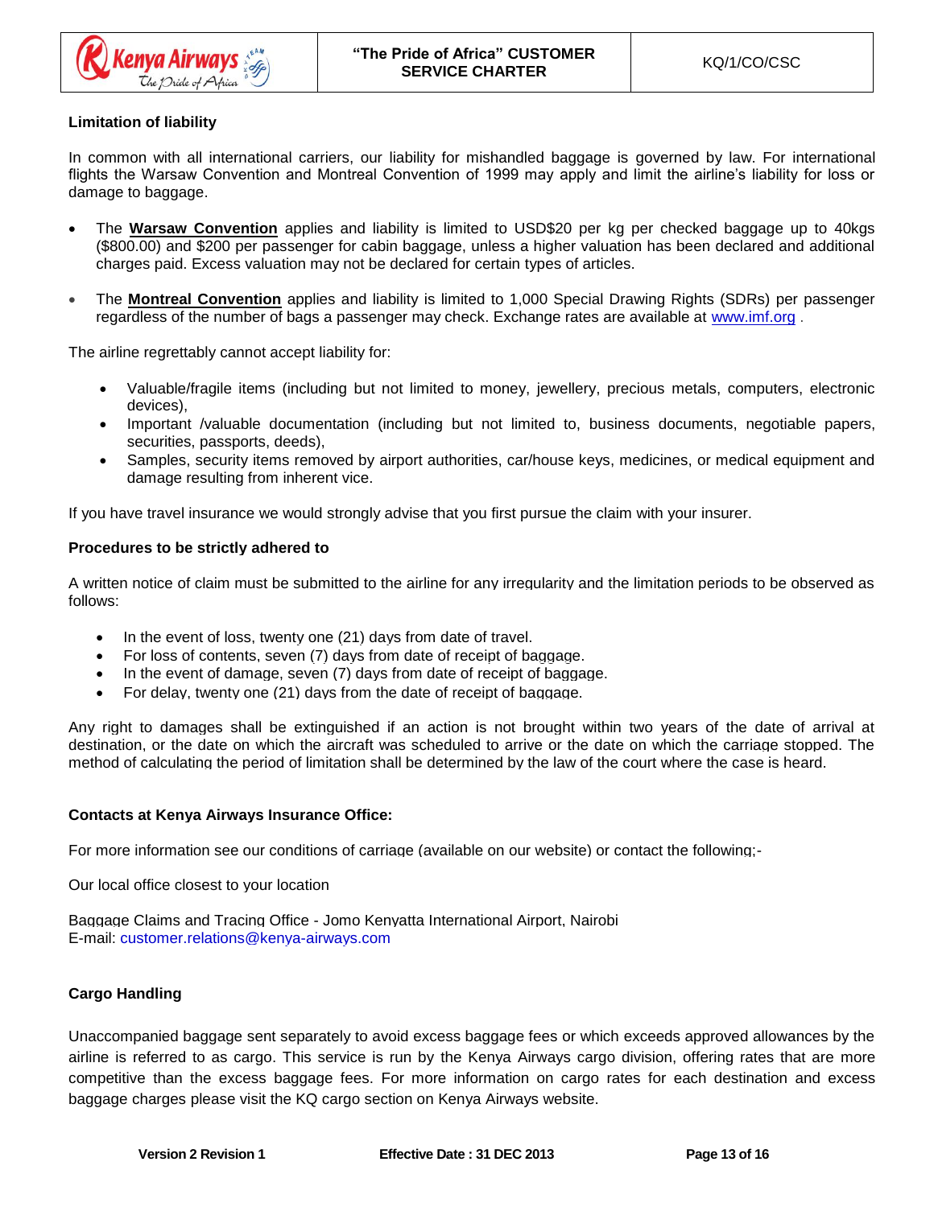**Limitation of liability**

In common with all international carriers, our liability for mishandled baggage is governed by law. For international flights the Warsaw Convention and Montreal Convention of 1999 may apply and limit the airline's liability for loss or damage to baggage.

- The **Warsaw Convention** applies and liability is limited to USD$20 per kg per checked baggage up to 40kgs ($800.00) and $200 per passenger for cabin baggage, unless a higher valuation has been declared and additional charges paid. Excess valuation may not be declared for certain types of articles.

- The **Montreal Convention** applies and liability is limited to 1,000 Special Drawing Rights (SDRs) per passenger regardless of the number of bags a passenger may check. Exchange rates are available at www.imf.org .

The airline regrettably cannot accept liability for:

- Valuable/fragile items (including but not limited to money, jewellery, precious metals, computers, electronic devices),
- Important /valuable documentation (including but not limited to, business documents, negotiable papers, securities, passports, deeds),
- Samples, security items removed by airport authorities, car/house keys, medicines, or medical equipment and damage resulting from inherent vice.

If you have travel insurance we would strongly advise that you first pursue the claim with your insurer.

**Procedures to be strictly adhered to**

A written notice of claim must be submitted to the airline for any irregularity and the limitation periods to be observed as follows:

- In the event of loss, twenty one (21) days from date of travel.
- For loss of contents, seven (7) days from date of receipt of baggage.
- In the event of damage, seven (7) days from date of receipt of baggage.
- For delay, twenty one (21) days from the date of receipt of baggage.

Any right to damages shall be extinguished if an action is not brought within two years of the date of arrival at destination, or the date on which the aircraft was scheduled to arrive or the date on which the carriage stopped. The method of calculating the period of limitation shall be determined by the law of the court where the case is heard.

**Contacts at Kenya Airways Insurance Office:**

For more information see our conditions of carriage (available on our website) or contact the following;-

Our local office closest to your location

Baggage Claims and Tracing Office - Jomo Kenyatta International Airport, Nairobi
E-mail: customer.relations@kenya-airways.com

**Cargo Handling**

Unaccompanied baggage sent separately to avoid excess baggage fees or which exceeds approved allowances by the airline is referred to as cargo. This service is run by the Kenya Airways cargo division, offering rates that are more competitive than the excess baggage fees. For more information on cargo rates for each destination and excess baggage charges please visit the KQ cargo section on Kenya Airways website.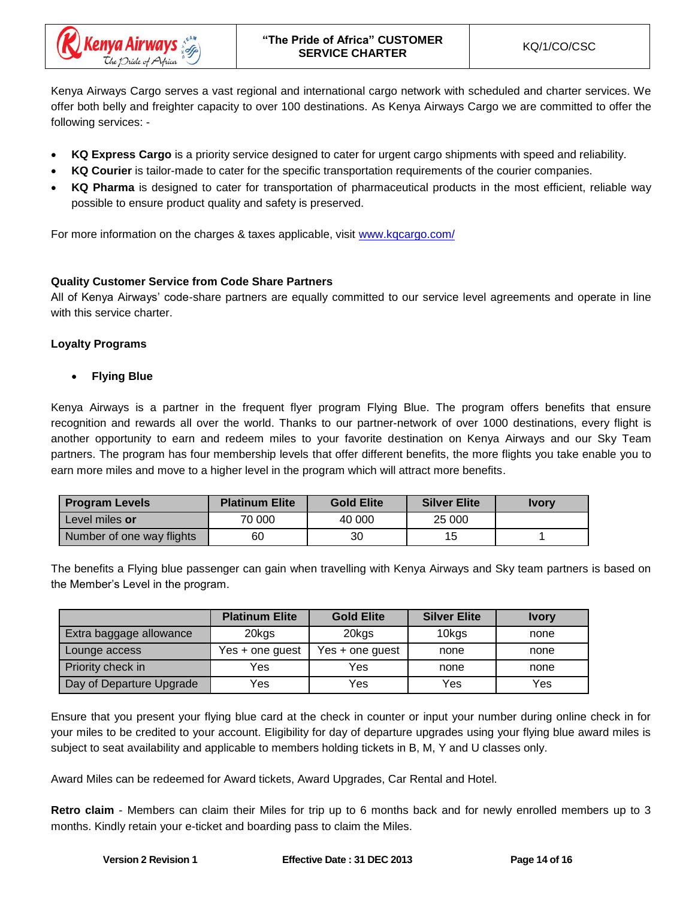Kenya Airways Cargo serves a vast regional and international cargo network with scheduled and charter services. We offer both belly and freighter capacity to over 100 destinations. As Kenya Airways Cargo we are committed to offer the following services: -

- **KQ Express Cargo** is a priority service designed to cater for urgent cargo shipments with speed and reliability.
- **KQ Courier** is tailor-made to cater for the specific transportation requirements of the courier companies.
- **KQ Pharma** is designed to cater for transportation of pharmaceutical products in the most efficient, reliable way possible to ensure product quality and safety is preserved.

For more information on the charges & taxes applicable, visit www.kqcargo.com/

**Quality Customer Service from Code Share Partners**

All of Kenya Airways' code-share partners are equally committed to our service level agreements and operate in line with this service charter.

**Loyalty Programs**

- **Flying Blue**

Kenya Airways is a partner in the frequent flyer program Flying Blue. The program offers benefits that ensure recognition and rewards all over the world. Thanks to our partner-network of over 1000 destinations, every flight is another opportunity to earn and redeem miles to your favorite destination on Kenya Airways and our Sky Team partners. The program has four membership levels that offer different benefits, the more flights you take enable you to earn more miles and move to a higher level in the program which will attract more benefits.

| Program Levels | Platinum Elite | Gold Elite | Silver Elite | Ivory |
|---|---|---|---|---|
| Level miles **or** | 70 000 | 40 000 | 25 000 | |
| Number of one way flights | 60 | 30 | 15 | 1 |

The benefits a Flying blue passenger can gain when travelling with Kenya Airways and Sky team partners is based on the Member's Level in the program.

| | Platinum Elite | Gold Elite | Silver Elite | Ivory |
|---|---|---|---|---|
| Extra baggage allowance | 20kgs | 20kgs | 10kgs | none |
| Lounge access | Yes + one guest | Yes + one guest | none | none |
| Priority check in | Yes | Yes | none | none |
| Day of Departure Upgrade | Yes | Yes | Yes | Yes |

Ensure that you present your flying blue card at the check in counter or input your number during online check in for your miles to be credited to your account. Eligibility for day of departure upgrades using your flying blue award miles is subject to seat availability and applicable to members holding tickets in B, M, Y and U classes only.

Award Miles can be redeemed for Award tickets, Award Upgrades, Car Rental and Hotel.

**Retro claim** - Members can claim their Miles for trip up to 6 months back and for newly enrolled members up to 3 months. Kindly retain your e-ticket and boarding pass to claim the Miles.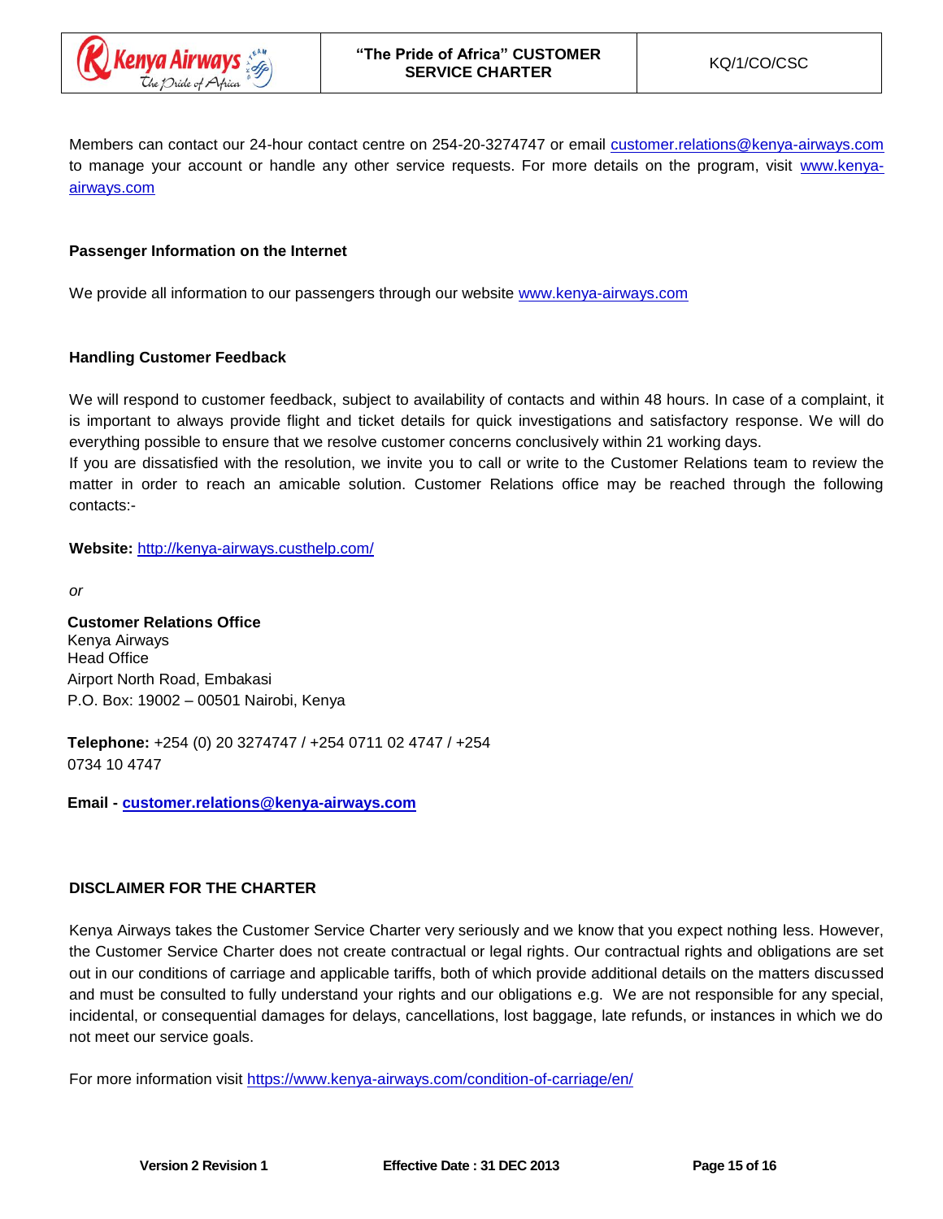Members can contact our 24-hour contact centre on 254-20-3274747 or email customer.relations@kenya-airways.com to manage your account or handle any other service requests. For more details on the program, visit www.kenya-airways.com

**Passenger Information on the Internet**

We provide all information to our passengers through our website www.kenya-airways.com

**Handling Customer Feedback**

We will respond to customer feedback, subject to availability of contacts and within 48 hours. In case of a complaint, it is important to always provide flight and ticket details for quick investigations and satisfactory response. We will do everything possible to ensure that we resolve customer concerns conclusively within 21 working days.

If you are dissatisfied with the resolution, we invite you to call or write to the Customer Relations team to review the matter in order to reach an amicable solution. Customer Relations office may be reached through the following contacts:-

**Website:** http://kenya-airways.custhelp.com/

*or*

**Customer Relations Office**
Kenya Airways
Head Office
Airport North Road, Embakasi
P.O. Box: 19002 – 00501 Nairobi, Kenya

**Telephone:** +254 (0) 20 3274747 / +254 0711 02 4747 / +254 0734 10 4747

**Email - customer.relations@kenya-airways.com**

**DISCLAIMER FOR THE CHARTER**

Kenya Airways takes the Customer Service Charter very seriously and we know that you expect nothing less. However, the Customer Service Charter does not create contractual or legal rights. Our contractual rights and obligations are set out in our conditions of carriage and applicable tariffs, both of which provide additional details on the matters discussed and must be consulted to fully understand your rights and our obligations e.g. We are not responsible for any special, incidental, or consequential damages for delays, cancellations, lost baggage, late refunds, or instances in which we do not meet our service goals.

For more information visit https://www.kenya-airways.com/condition-of-carriage/en/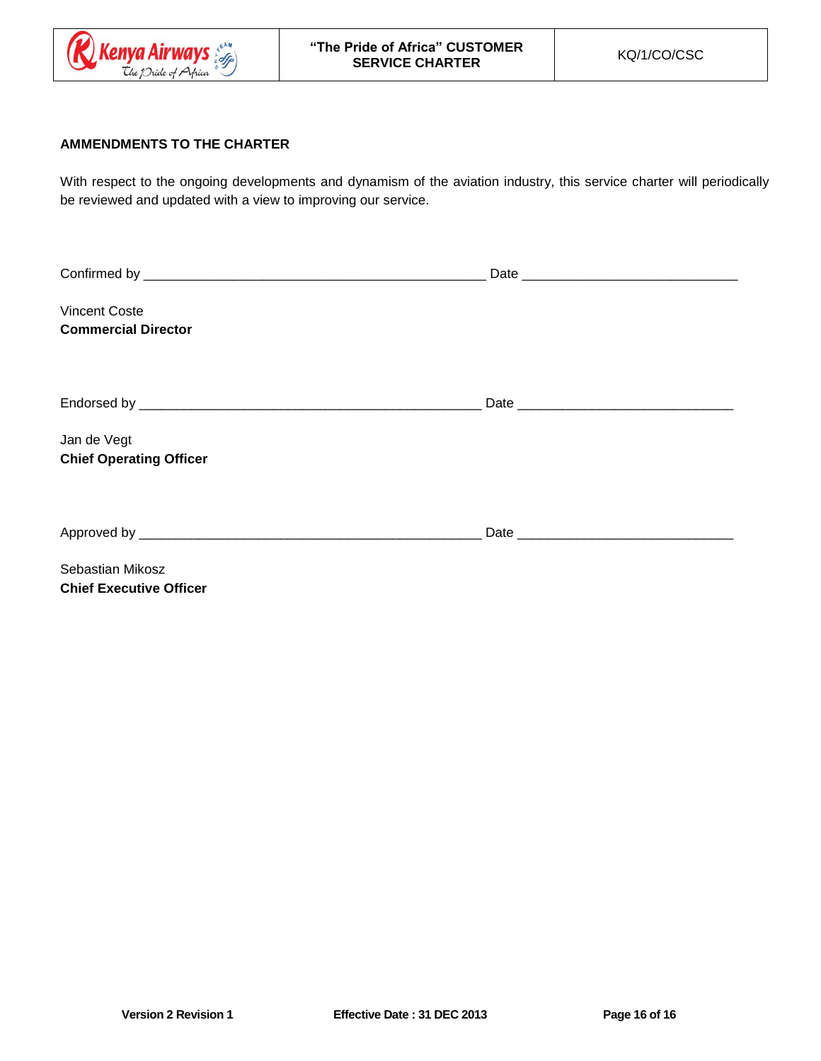**AMMENDMENTS TO THE CHARTER**

With respect to the ongoing developments and dynamism of the aviation industry, this service charter will periodically be reviewed and updated with a view to improving our service.

Confirmed by _______________________________________________ Date _____________________________

Vincent Coste
**Commercial Director**

Endorsed by _______________________________________________ Date _____________________________

Jan de Vegt
**Chief Operating Officer**

Approved by _______________________________________________ Date _____________________________

Sebastian Mikosz
**Chief Executive Officer**